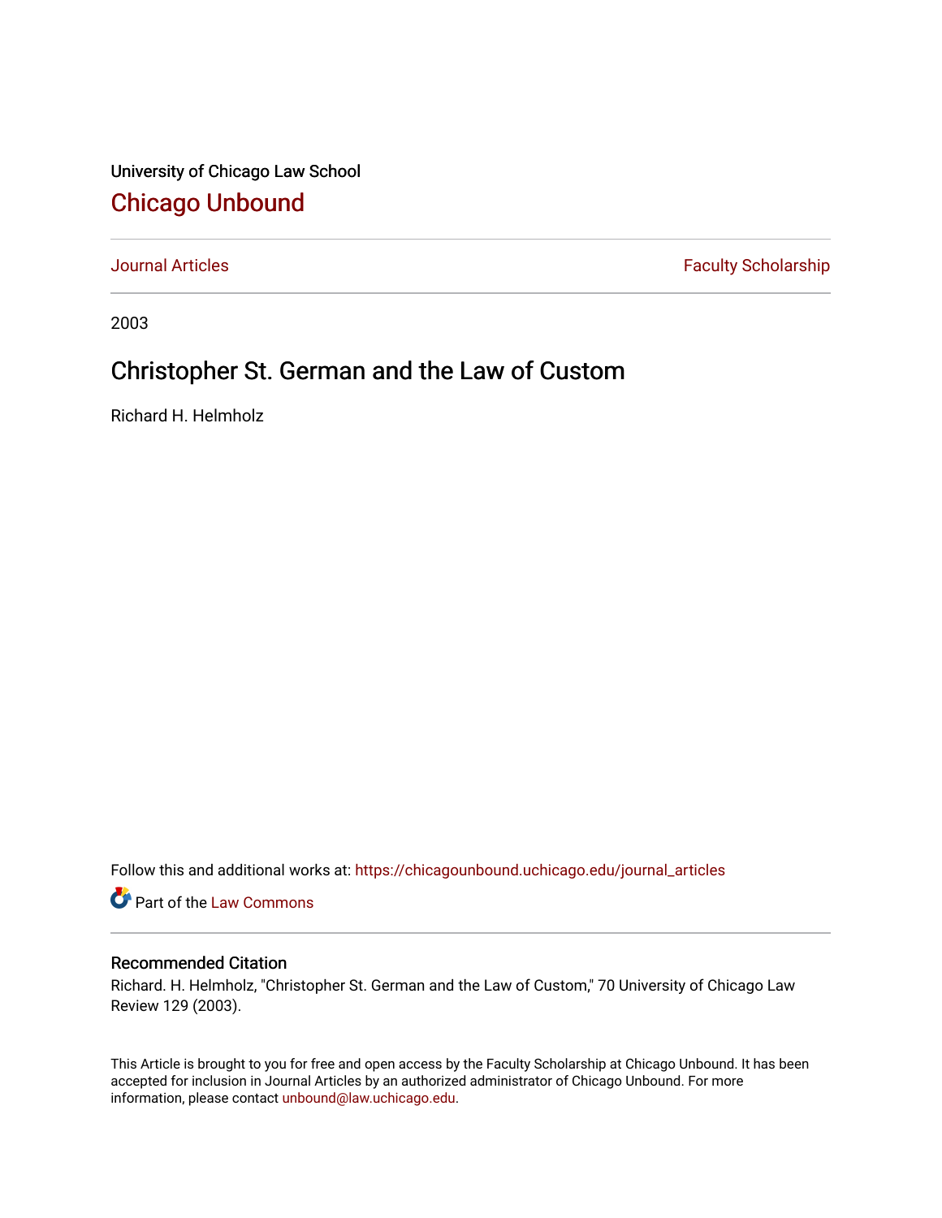University of Chicago Law School

# Chicago Unbound

Journal Articles | Faculty Scholarship

2003

## Christopher St. German and the Law of Custom

Richard H. Helmholz

Follow this and additional works at: https://chicagounbound.uchicago.edu/journal_articles

Part of the Law Commons

### Recommended Citation

Richard. H. Helmholz, "Christopher St. German and the Law of Custom," 70 University of Chicago Law Review 129 (2003).

This Article is brought to you for free and open access by the Faculty Scholarship at Chicago Unbound. It has been accepted for inclusion in Journal Articles by an authorized administrator of Chicago Unbound. For more information, please contact unbound@law.uchicago.edu.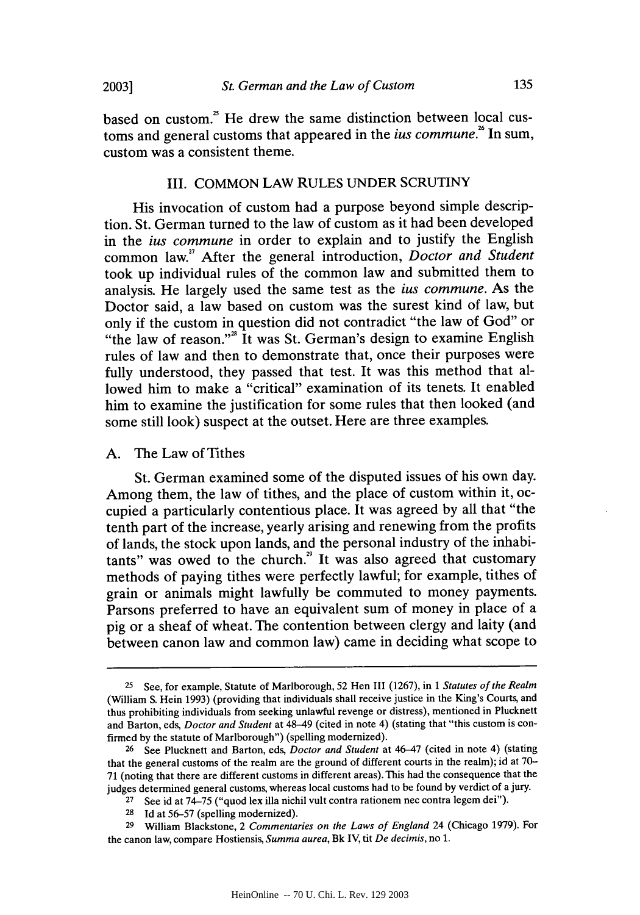based on custom.[25] He drew the same distinction between local customs and general customs that appeared in the *ius commune*.[26] In sum, custom was a consistent theme.

## III. COMMON LAW RULES UNDER SCRUTINY

His invocation of custom had a purpose beyond simple description. St. German turned to the law of custom as it had been developed in the *ius commune* in order to explain and to justify the English common law.[27] After the general introduction, *Doctor and Student* took up individual rules of the common law and submitted them to analysis. He largely used the same test as the *ius commune*. As the Doctor said, a law based on custom was the surest kind of law, but only if the custom in question did not contradict "the law of God" or "the law of reason."[28] It was St. German's design to examine English rules of law and then to demonstrate that, once their purposes were fully understood, they passed that test. It was this method that allowed him to make a "critical" examination of its tenets. It enabled him to examine the justification for some rules that then looked (and some still look) suspect at the outset. Here are three examples.

### A. The Law of Tithes

St. German examined some of the disputed issues of his own day. Among them, the law of tithes, and the place of custom within it, occupied a particularly contentious place. It was agreed by all that "the tenth part of the increase, yearly arising and renewing from the profits of lands, the stock upon lands, and the personal industry of the inhabitants" was owed to the church.[29] It was also agreed that customary methods of paying tithes were perfectly lawful; for example, tithes of grain or animals might lawfully be commuted to money payments. Parsons preferred to have an equivalent sum of money in place of a pig or a sheaf of wheat. The contention between clergy and laity (and between canon law and common law) came in deciding what scope to

---

[25] See, for example, Statute of Marlborough, 52 Hen III (1267), in 1 *Statutes of the Realm* (William S. Hein 1993) (providing that individuals shall receive justice in the King's Courts, and thus prohibiting individuals from seeking unlawful revenge or distress), mentioned in Plucknett and Barton, eds, *Doctor and Student* at 48–49 (cited in note 4) (stating that "this custom is confirmed by the statute of Marlborough") (spelling modernized).

[26] See Plucknett and Barton, eds, *Doctor and Student* at 46–47 (cited in note 4) (stating that the general customs of the realm are the ground of different courts in the realm); id at 70–71 (noting that there are different customs in different areas). This had the consequence that the judges determined general customs, whereas local customs had to be found by verdict of a jury.

[27] See id at 74–75 ("quod lex illa nichil vult contra rationem nec contra legem dei").

[28] Id at 56–57 (spelling modernized).

[29] William Blackstone, 2 *Commentaries on the Laws of England* 24 (Chicago 1979). For the canon law, compare Hostiensis, *Summa aurea*, Bk IV, tit *De decimis*, no 1.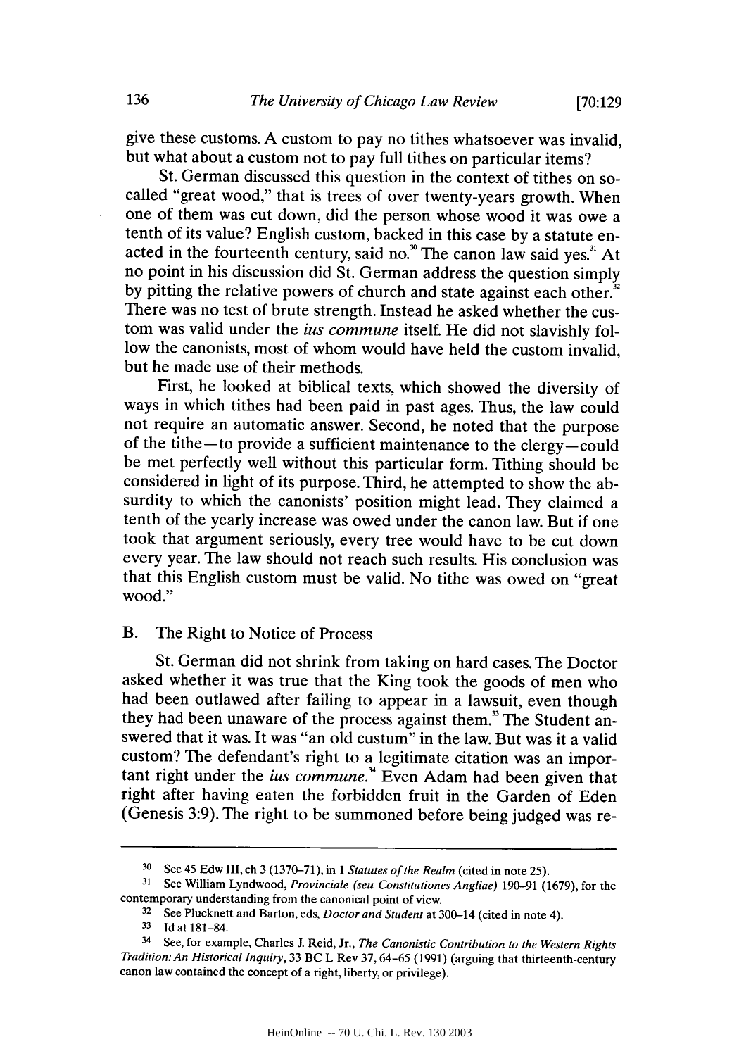give these customs. A custom to pay no tithes whatsoever was invalid, but what about a custom not to pay full tithes on particular items?

St. German discussed this question in the context of tithes on so-called "great wood," that is trees of over twenty-years growth. When one of them was cut down, did the person whose wood it was owe a tenth of its value? English custom, backed in this case by a statute enacted in the fourteenth century, said no.[30] The canon law said yes.[31] At no point in his discussion did St. German address the question simply by pitting the relative powers of church and state against each other.[32] There was no test of brute strength. Instead he asked whether the custom was valid under the *ius commune* itself. He did not slavishly follow the canonists, most of whom would have held the custom invalid, but he made use of their methods.

First, he looked at biblical texts, which showed the diversity of ways in which tithes had been paid in past ages. Thus, the law could not require an automatic answer. Second, he noted that the purpose of the tithe—to provide a sufficient maintenance to the clergy—could be met perfectly well without this particular form. Tithing should be considered in light of its purpose. Third, he attempted to show the absurdity to which the canonists' position might lead. They claimed a tenth of the yearly increase was owed under the canon law. But if one took that argument seriously, every tree would have to be cut down every year. The law should not reach such results. His conclusion was that this English custom must be valid. No tithe was owed on "great wood."

## B. The Right to Notice of Process

St. German did not shrink from taking on hard cases. The Doctor asked whether it was true that the King took the goods of men who had been outlawed after failing to appear in a lawsuit, even though they had been unaware of the process against them.[33] The Student answered that it was. It was "an old custum" in the law. But was it a valid custom? The defendant's right to a legitimate citation was an important right under the *ius commune*.[34] Even Adam had been given that right after having eaten the forbidden fruit in the Garden of Eden (Genesis 3:9). The right to be summoned before being judged was re-

---

30 See 45 Edw III, ch 3 (1370–71), in 1 *Statutes of the Realm* (cited in note 25).

31 See William Lyndwood, *Provinciale (seu Constitutiones Angliae)* 190–91 (1679), for the contemporary understanding from the canonical point of view.

32 See Plucknett and Barton, eds, *Doctor and Student* at 300–14 (cited in note 4).

33 Id at 181–84.

34 See, for example, Charles J. Reid, Jr., *The Canonistic Contribution to the Western Rights Tradition: An Historical Inquiry*, 33 BC L Rev 37, 64–65 (1991) (arguing that thirteenth-century canon law contained the concept of a right, liberty, or privilege).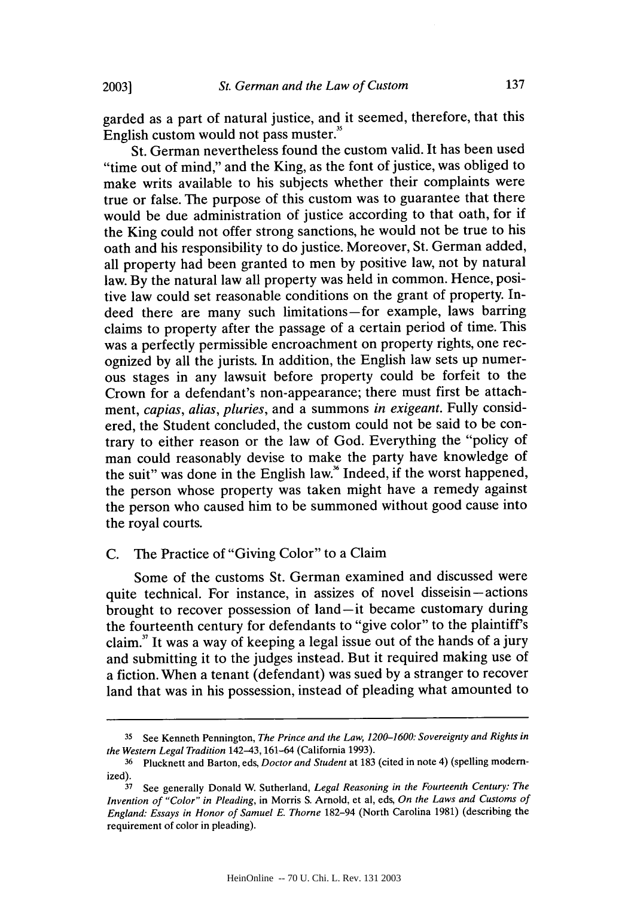garded as a part of natural justice, and it seemed, therefore, that this English custom would not pass muster.[35]

St. German nevertheless found the custom valid. It has been used "time out of mind," and the King, as the font of justice, was obliged to make writs available to his subjects whether their complaints were true or false. The purpose of this custom was to guarantee that there would be due administration of justice according to that oath, for if the King could not offer strong sanctions, he would not be true to his oath and his responsibility to do justice. Moreover, St. German added, all property had been granted to men by positive law, not by natural law. By the natural law all property was held in common. Hence, positive law could set reasonable conditions on the grant of property. Indeed there are many such limitations—for example, laws barring claims to property after the passage of a certain period of time. This was a perfectly permissible encroachment on property rights, one recognized by all the jurists. In addition, the English law sets up numerous stages in any lawsuit before property could be forfeit to the Crown for a defendant's non-appearance; there must first be attachment, *capias*, *alias*, *pluries*, and a summons *in exigeant*. Fully considered, the Student concluded, the custom could not be said to be contrary to either reason or the law of God. Everything the "policy of man could reasonably devise to make the party have knowledge of the suit" was done in the English law.[36] Indeed, if the worst happened, the person whose property was taken might have a remedy against the person who caused him to be summoned without good cause into the royal courts.

### C. The Practice of "Giving Color" to a Claim

Some of the customs St. German examined and discussed were quite technical. For instance, in assizes of novel disseisin—actions brought to recover possession of land—it became customary during the fourteenth century for defendants to "give color" to the plaintiff's claim.[37] It was a way of keeping a legal issue out of the hands of a jury and submitting it to the judges instead. But it required making use of a fiction. When a tenant (defendant) was sued by a stranger to recover land that was in his possession, instead of pleading what amounted to

---

[35] See Kenneth Pennington, *The Prince and the Law, 1200–1600: Sovereignty and Rights in the Western Legal Tradition* 142–43, 161–64 (California 1993).

[36] Plucknett and Barton, eds, *Doctor and Student* at 183 (cited in note 4) (spelling modernized).

[37] See generally Donald W. Sutherland, *Legal Reasoning in the Fourteenth Century: The Invention of "Color" in Pleading*, in Morris S. Arnold, et al, eds, *On the Laws and Customs of England: Essays in Honor of Samuel E. Thorne* 182–94 (North Carolina 1981) (describing the requirement of color in pleading).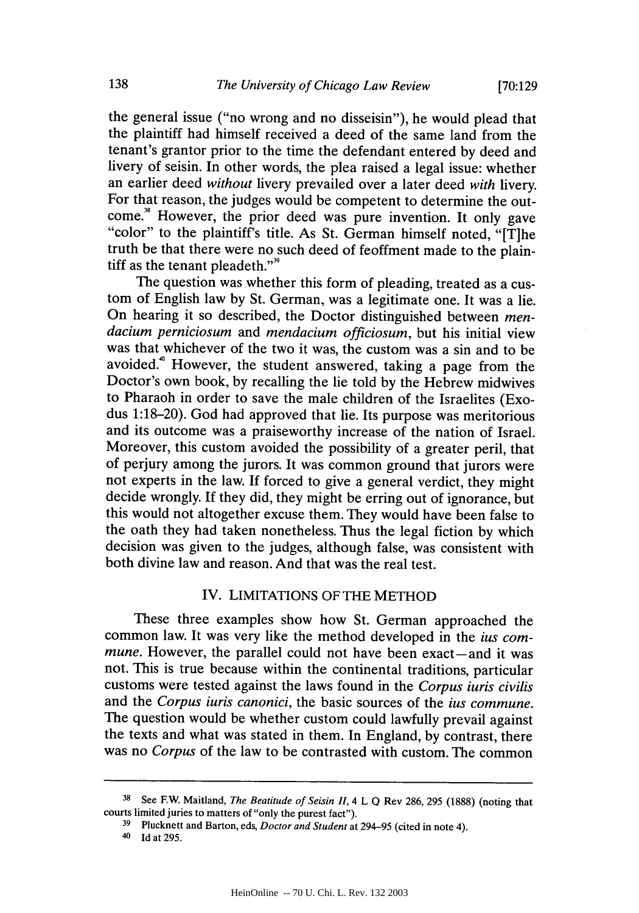the general issue ("no wrong and no disseisin"), he would plead that the plaintiff had himself received a deed of the same land from the tenant's grantor prior to the time the defendant entered by deed and livery of seisin. In other words, the plea raised a legal issue: whether an earlier deed *without* livery prevailed over a later deed *with* livery. For that reason, the judges would be competent to determine the outcome.[38] However, the prior deed was pure invention. It only gave "color" to the plaintiff's title. As St. German himself noted, "[T]he truth be that there were no such deed of feoffment made to the plaintiff as the tenant pleadeth."[39]

The question was whether this form of pleading, treated as a custom of English law by St. German, was a legitimate one. It was a lie. On hearing it so described, the Doctor distinguished between *mendacium perniciosum* and *mendacium officiosum*, but his initial view was that whichever of the two it was, the custom was a sin and to be avoided.[40] However, the student answered, taking a page from the Doctor's own book, by recalling the lie told by the Hebrew midwives to Pharaoh in order to save the male children of the Israelites (Exodus 1:18–20). God had approved that lie. Its purpose was meritorious and its outcome was a praiseworthy increase of the nation of Israel. Moreover, this custom avoided the possibility of a greater peril, that of perjury among the jurors. It was common ground that jurors were not experts in the law. If forced to give a general verdict, they might decide wrongly. If they did, they might be erring out of ignorance, but this would not altogether excuse them. They would have been false to the oath they had taken nonetheless. Thus the legal fiction by which decision was given to the judges, although false, was consistent with both divine law and reason. And that was the real test.

## IV. LIMITATIONS OF THE METHOD

These three examples show how St. German approached the common law. It was very like the method developed in the *ius commune*. However, the parallel could not have been exact—and it was not. This is true because within the continental traditions, particular customs were tested against the laws found in the *Corpus iuris civilis* and the *Corpus iuris canonici*, the basic sources of the *ius commune*. The question would be whether custom could lawfully prevail against the texts and what was stated in them. In England, by contrast, there was no *Corpus* of the law to be contrasted with custom. The common

---

[38] See F.W. Maitland, *The Beatitude of Seisin II*, 4 L Q Rev 286, 295 (1888) (noting that courts limited juries to matters of "only the purest fact").

[39] Plucknett and Barton, eds, *Doctor and Student* at 294–95 (cited in note 4).

[40] Id at 295.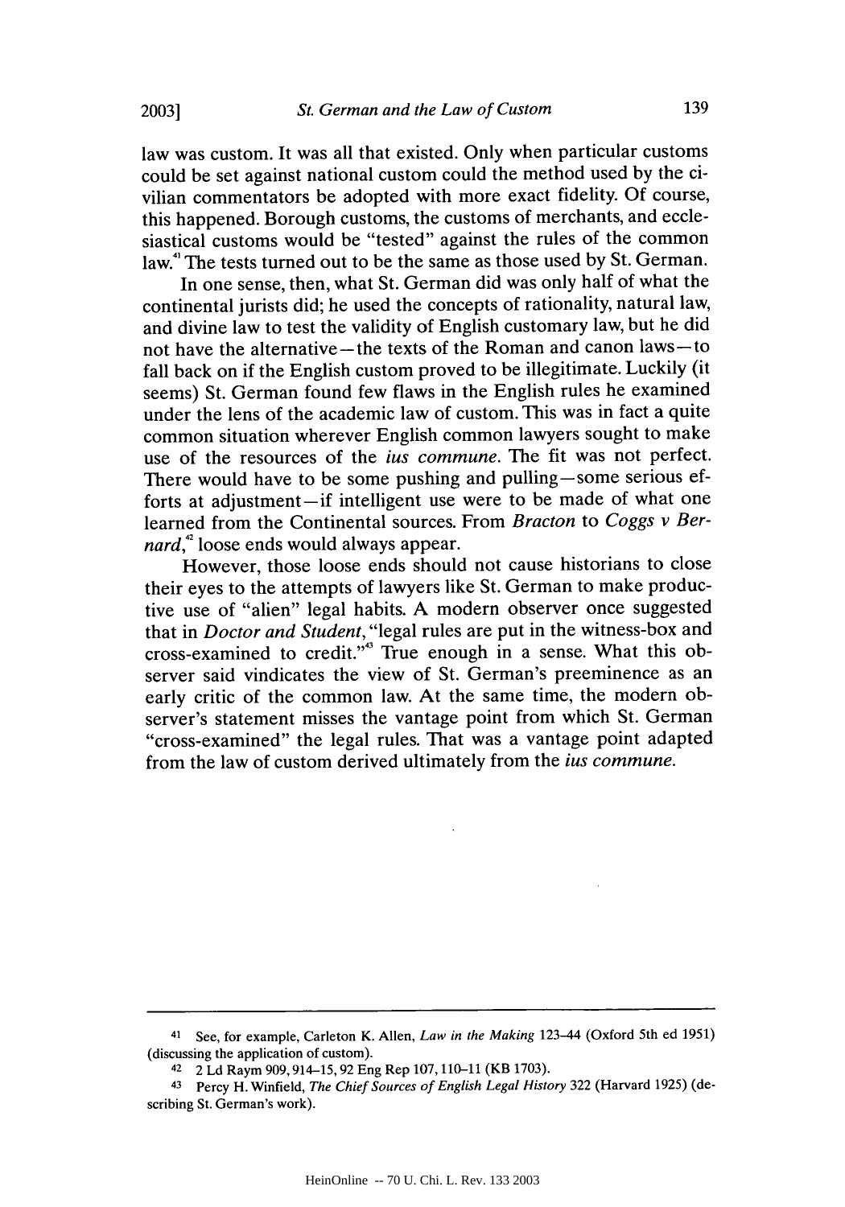law was custom. It was all that existed. Only when particular customs could be set against national custom could the method used by the civilian commentators be adopted with more exact fidelity. Of course, this happened. Borough customs, the customs of merchants, and ecclesiastical customs would be "tested" against the rules of the common law.[41] The tests turned out to be the same as those used by St. German.

In one sense, then, what St. German did was only half of what the continental jurists did; he used the concepts of rationality, natural law, and divine law to test the validity of English customary law, but he did not have the alternative—the texts of the Roman and canon laws—to fall back on if the English custom proved to be illegitimate. Luckily (it seems) St. German found few flaws in the English rules he examined under the lens of the academic law of custom. This was in fact a quite common situation wherever English common lawyers sought to make use of the resources of the *ius commune*. The fit was not perfect. There would have to be some pushing and pulling—some serious efforts at adjustment—if intelligent use were to be made of what one learned from the Continental sources. From *Bracton* to *Coggs v Bernard*,[42] loose ends would always appear.

However, those loose ends should not cause historians to close their eyes to the attempts of lawyers like St. German to make productive use of "alien" legal habits. A modern observer once suggested that in *Doctor and Student*, "legal rules are put in the witness-box and cross-examined to credit."[43] True enough in a sense. What this observer said vindicates the view of St. German's preeminence as an early critic of the common law. At the same time, the modern observer's statement misses the vantage point from which St. German "cross-examined" the legal rules. That was a vantage point adapted from the law of custom derived ultimately from the *ius commune*.

---

41 See, for example, Carleton K. Allen, *Law in the Making* 123–44 (Oxford 5th ed 1951) (discussing the application of custom).

42 2 Ld Raym 909, 914–15, 92 Eng Rep 107, 110–11 (KB 1703).

43 Percy H. Winfield, *The Chief Sources of English Legal History* 322 (Harvard 1925) (describing St. German's work).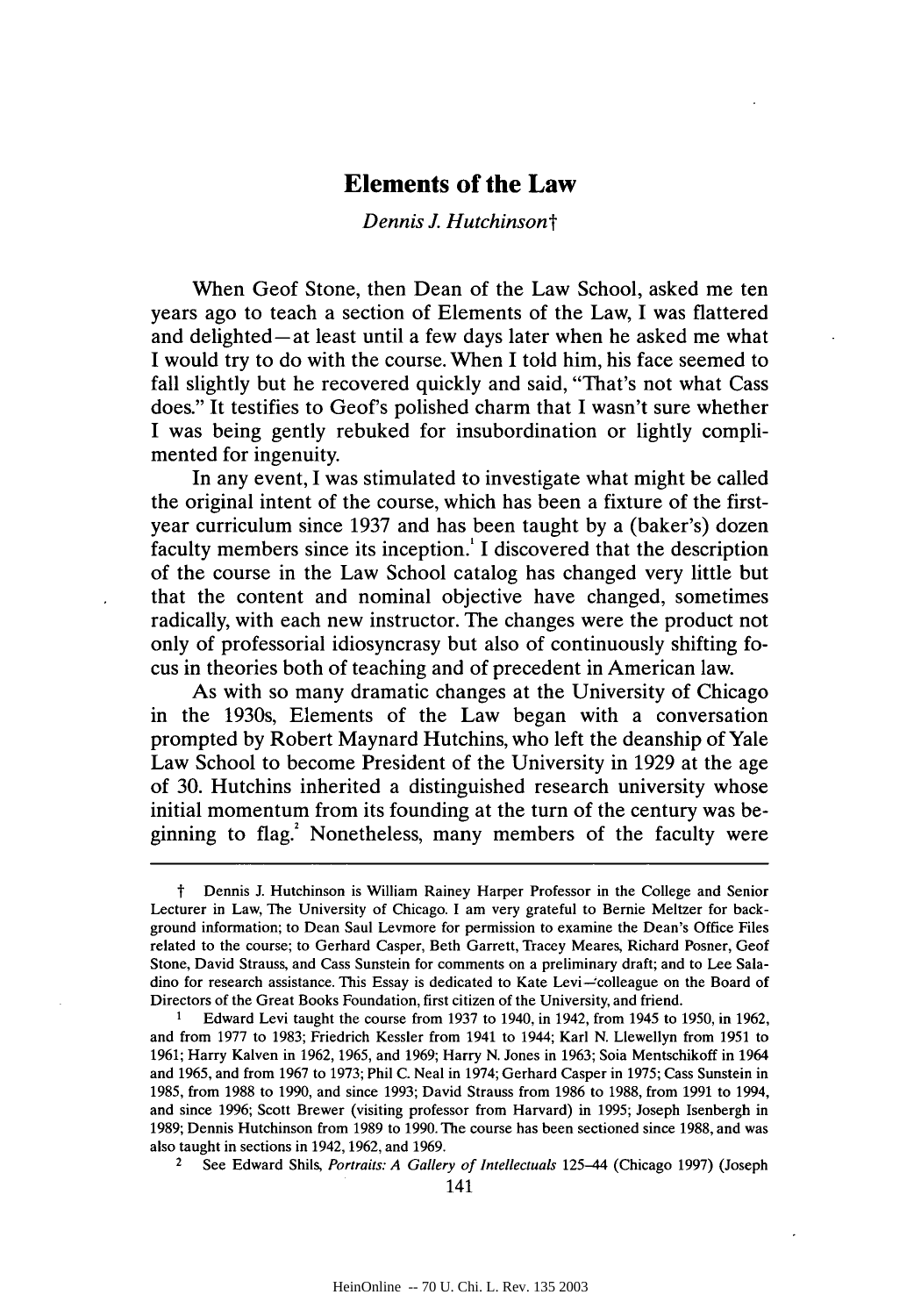# Elements of the Law

*Dennis J. Hutchinson*†

When Geof Stone, then Dean of the Law School, asked me ten years ago to teach a section of Elements of the Law, I was flattered and delighted—at least until a few days later when he asked me what I would try to do with the course. When I told him, his face seemed to fall slightly but he recovered quickly and said, "That's not what Cass does." It testifies to Geof's polished charm that I wasn't sure whether I was being gently rebuked for insubordination or lightly complimented for ingenuity.

In any event, I was stimulated to investigate what might be called the original intent of the course, which has been a fixture of the first-year curriculum since 1937 and has been taught by a (baker's) dozen faculty members since its inception.[1] I discovered that the description of the course in the Law School catalog has changed very little but that the content and nominal objective have changed, sometimes radically, with each new instructor. The changes were the product not only of professorial idiosyncrasy but also of continuously shifting focus in theories both of teaching and of precedent in American law.

As with so many dramatic changes at the University of Chicago in the 1930s, Elements of the Law began with a conversation prompted by Robert Maynard Hutchins, who left the deanship of Yale Law School to become President of the University in 1929 at the age of 30. Hutchins inherited a distinguished research university whose initial momentum from its founding at the turn of the century was beginning to flag.[2] Nonetheless, many members of the faculty were

---

† Dennis J. Hutchinson is William Rainey Harper Professor in the College and Senior Lecturer in Law, The University of Chicago. I am very grateful to Bernie Meltzer for background information; to Dean Saul Levmore for permission to examine the Dean's Office Files related to the course; to Gerhard Casper, Beth Garrett, Tracey Meares, Richard Posner, Geof Stone, David Strauss, and Cass Sunstein for comments on a preliminary draft; and to Lee Saladino for research assistance. This Essay is dedicated to Kate Levi—colleague on the Board of Directors of the Great Books Foundation, first citizen of the University, and friend.

[1] Edward Levi taught the course from 1937 to 1940, in 1942, from 1945 to 1950, in 1962, and from 1977 to 1983; Friedrich Kessler from 1941 to 1944; Karl N. Llewellyn from 1951 to 1961; Harry Kalven in 1962, 1965, and 1969; Harry N. Jones in 1963; Soia Mentschikoff in 1964 and 1965, and from 1967 to 1973; Phil C. Neal in 1974; Gerhard Casper in 1975; Cass Sunstein in 1985, from 1988 to 1990, and since 1993; David Strauss from 1986 to 1988, from 1991 to 1994, and since 1996; Scott Brewer (visiting professor from Harvard) in 1995; Joseph Isenbergh in 1989; Dennis Hutchinson from 1989 to 1990. The course has been sectioned since 1988, and was also taught in sections in 1942, 1962, and 1969.

[2] See Edward Shils, *Portraits: A Gallery of Intellectuals* 125–44 (Chicago 1997) (Joseph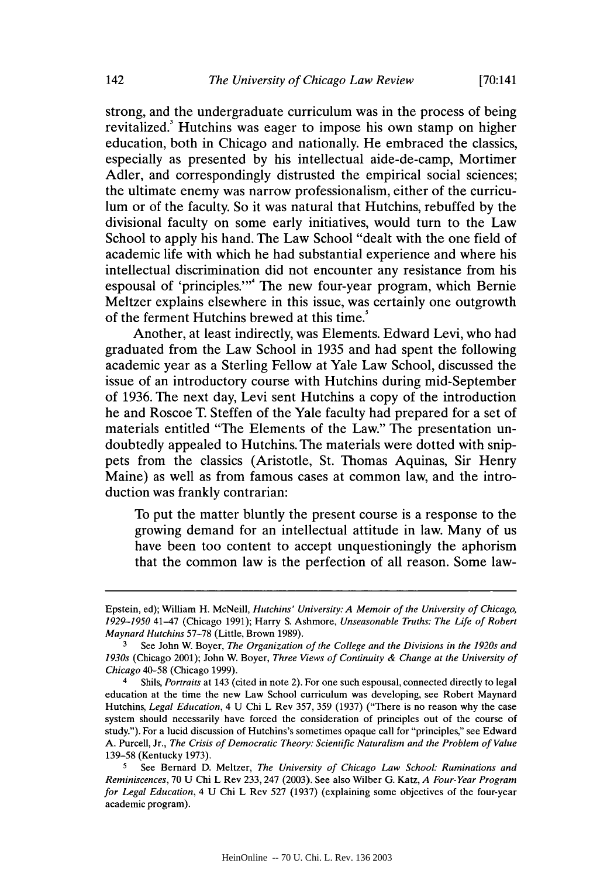strong, and the undergraduate curriculum was in the process of being revitalized.[3] Hutchins was eager to impose his own stamp on higher education, both in Chicago and nationally. He embraced the classics, especially as presented by his intellectual aide-de-camp, Mortimer Adler, and correspondingly distrusted the empirical social sciences; the ultimate enemy was narrow professionalism, either of the curriculum or of the faculty. So it was natural that Hutchins, rebuffed by the divisional faculty on some early initiatives, would turn to the Law School to apply his hand. The Law School "dealt with the one field of academic life with which he had substantial experience and where his intellectual discrimination did not encounter any resistance from his espousal of 'principles.'"[4] The new four-year program, which Bernie Meltzer explains elsewhere in this issue, was certainly one outgrowth of the ferment Hutchins brewed at this time.[5]

Another, at least indirectly, was Elements. Edward Levi, who had graduated from the Law School in 1935 and had spent the following academic year as a Sterling Fellow at Yale Law School, discussed the issue of an introductory course with Hutchins during mid-September of 1936. The next day, Levi sent Hutchins a copy of the introduction he and Roscoe T. Steffen of the Yale faculty had prepared for a set of materials entitled "The Elements of the Law." The presentation undoubtedly appealed to Hutchins. The materials were dotted with snippets from the classics (Aristotle, St. Thomas Aquinas, Sir Henry Maine) as well as from famous cases at common law, and the introduction was frankly contrarian:

> To put the matter bluntly the present course is a response to the growing demand for an intellectual attitude in law. Many of us have been too content to accept unquestioningly the aphorism that the common law is the perfection of all reason. Some law-

---

Epstein, ed); William H. McNeill, *Hutchins' University: A Memoir of the University of Chicago, 1929–1950* 41–47 (Chicago 1991); Harry S. Ashmore, *Unseasonable Truths: The Life of Robert Maynard Hutchins* 57–78 (Little, Brown 1989).

[3] See John W. Boyer, *The Organization of the College and the Divisions in the 1920s and 1930s* (Chicago 2001); John W. Boyer, *Three Views of Continuity & Change at the University of Chicago* 40–58 (Chicago 1999).

[4] Shils, *Portraits* at 143 (cited in note 2). For one such espousal, connected directly to legal education at the time the new Law School curriculum was developing, see Robert Maynard Hutchins, *Legal Education*, 4 U Chi L Rev 357, 359 (1937) ("There is no reason why the case system should necessarily have forced the consideration of principles out of the course of study."). For a lucid discussion of Hutchins's sometimes opaque call for "principles," see Edward A. Purcell, Jr., *The Crisis of Democratic Theory: Scientific Naturalism and the Problem of Value* 139–58 (Kentucky 1973).

[5] See Bernard D. Meltzer, *The University of Chicago Law School: Ruminations and Reminiscences*, 70 U Chi L Rev 233, 247 (2003). See also Wilber G. Katz, *A Four-Year Program for Legal Education*, 4 U Chi L Rev 527 (1937) (explaining some objectives of the four-year academic program).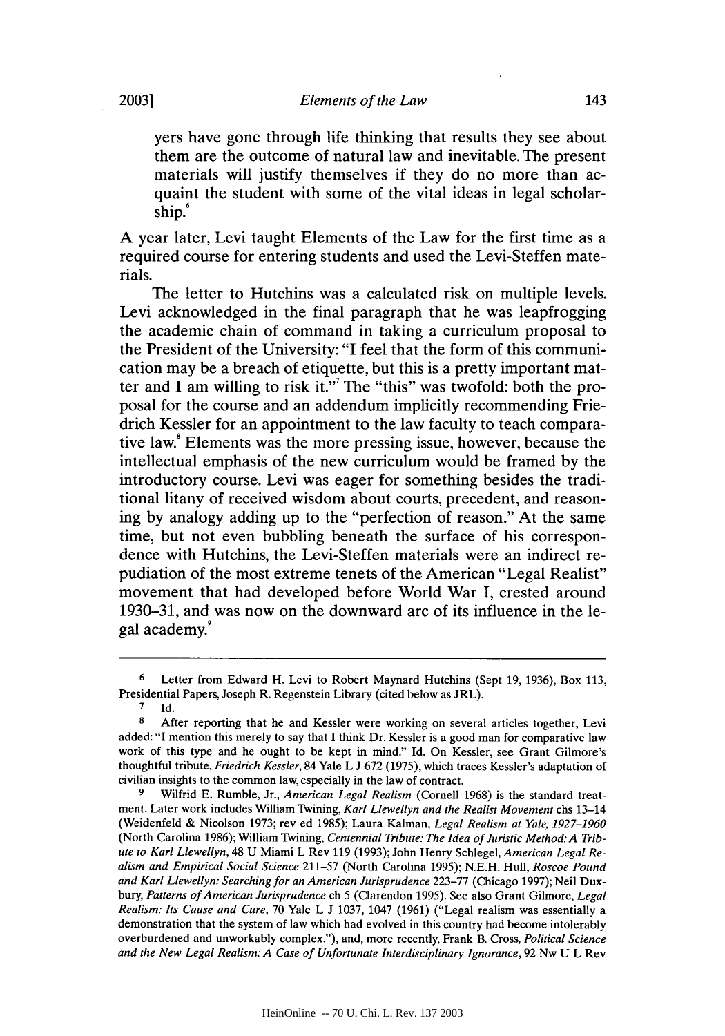yers have gone through life thinking that results they see about them are the outcome of natural law and inevitable. The present materials will justify themselves if they do no more than acquaint the student with some of the vital ideas in legal scholarship.[6]

A year later, Levi taught Elements of the Law for the first time as a required course for entering students and used the Levi-Steffen materials.

The letter to Hutchins was a calculated risk on multiple levels. Levi acknowledged in the final paragraph that he was leapfrogging the academic chain of command in taking a curriculum proposal to the President of the University: "I feel that the form of this communication may be a breach of etiquette, but this is a pretty important matter and I am willing to risk it."[7] The "this" was twofold: both the proposal for the course and an addendum implicitly recommending Friedrich Kessler for an appointment to the law faculty to teach comparative law.[8] Elements was the more pressing issue, however, because the intellectual emphasis of the new curriculum would be framed by the introductory course. Levi was eager for something besides the traditional litany of received wisdom about courts, precedent, and reasoning by analogy adding up to the "perfection of reason." At the same time, but not even bubbling beneath the surface of his correspondence with Hutchins, the Levi-Steffen materials were an indirect repudiation of the most extreme tenets of the American "Legal Realist" movement that had developed before World War I, crested around 1930–31, and was now on the downward arc of its influence in the legal academy.[9]

---

6 Letter from Edward H. Levi to Robert Maynard Hutchins (Sept 19, 1936), Box 113, Presidential Papers, Joseph R. Regenstein Library (cited below as JRL).

7 Id.

8 After reporting that he and Kessler were working on several articles together, Levi added: "I mention this merely to say that I think Dr. Kessler is a good man for comparative law work of this type and he ought to be kept in mind." Id. On Kessler, see Grant Gilmore's thoughtful tribute, *Friedrich Kessler*, 84 Yale L J 672 (1975), which traces Kessler's adaptation of civilian insights to the common law, especially in the law of contract.

9 Wilfrid E. Rumble, Jr., *American Legal Realism* (Cornell 1968) is the standard treatment. Later work includes William Twining, *Karl Llewellyn and the Realist Movement* chs 13–14 (Weidenfeld & Nicolson 1973; rev ed 1985); Laura Kalman, *Legal Realism at Yale, 1927–1960* (North Carolina 1986); William Twining, *Centennial Tribute: The Idea of Juristic Method: A Tribute to Karl Llewellyn*, 48 U Miami L Rev 119 (1993); John Henry Schlegel, *American Legal Realism and Empirical Social Science* 211–57 (North Carolina 1995); N.E.H. Hull, *Roscoe Pound and Karl Llewellyn: Searching for an American Jurisprudence* 223–77 (Chicago 1997); Neil Duxbury, *Patterns of American Jurisprudence* ch 5 (Clarendon 1995). See also Grant Gilmore, *Legal Realism: Its Cause and Cure*, 70 Yale L J 1037, 1047 (1961) ("Legal realism was essentially a demonstration that the system of law which had evolved in this country had become intolerably overburdened and unworkably complex."), and, more recently, Frank B. Cross, *Political Science and the New Legal Realism: A Case of Unfortunate Interdisciplinary Ignorance*, 92 Nw U L Rev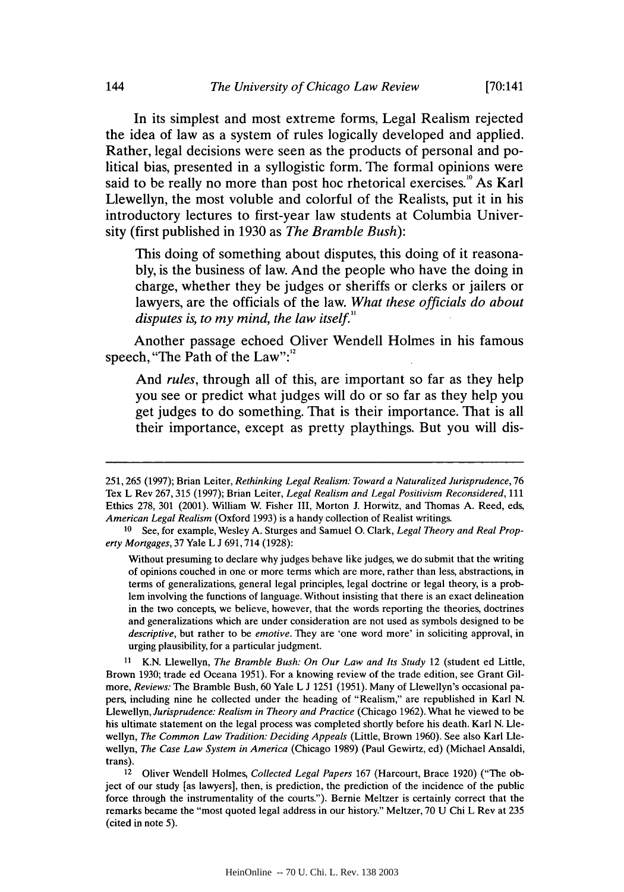In its simplest and most extreme forms, Legal Realism rejected the idea of law as a system of rules logically developed and applied. Rather, legal decisions were seen as the products of personal and political bias, presented in a syllogistic form. The formal opinions were said to be really no more than post hoc rhetorical exercises.[10] As Karl Llewellyn, the most voluble and colorful of the Realists, put it in his introductory lectures to first-year law students at Columbia University (first published in 1930 as *The Bramble Bush*):

> This doing of something about disputes, this doing of it reasonably, is the business of law. And the people who have the doing in charge, whether they be judges or sheriffs or clerks or jailers or lawyers, are the officials of the law. *What these officials do about disputes is, to my mind, the law itself.*[11]

Another passage echoed Oliver Wendell Holmes in his famous speech, "The Path of the Law":[12]

> And *rules*, through all of this, are important so far as they help you see or predict what judges will do or so far as they help you get judges to do something. That is their importance. That is all their importance, except as pretty playthings. But you will dis-

---

251, 265 (1997); Brian Leiter, *Rethinking Legal Realism: Toward a Naturalized Jurisprudence*, 76 Tex L Rev 267, 315 (1997); Brian Leiter, *Legal Realism and Legal Positivism Reconsidered*, 111 Ethics 278, 301 (2001). William W. Fisher III, Morton J. Horwitz, and Thomas A. Reed, eds, *American Legal Realism* (Oxford 1993) is a handy collection of Realist writings.

[10] See, for example, Wesley A. Sturges and Samuel O. Clark, *Legal Theory and Real Property Mortgages*, 37 Yale L J 691, 714 (1928):

> Without presuming to declare why judges behave like judges, we do submit that the writing of opinions couched in one or more terms which are more, rather than less, abstractions, in terms of generalizations, general legal principles, legal doctrine or legal theory, is a problem involving the functions of language. Without insisting that there is an exact delineation in the two concepts, we believe, however, that the words reporting the theories, doctrines and generalizations which are under consideration are not used as symbols designed to be *descriptive*, but rather to be *emotive*. They are 'one word more' in soliciting approval, in urging plausibility, for a particular judgment.

[11] K.N. Llewellyn, *The Bramble Bush: On Our Law and Its Study* 12 (student ed Little, Brown 1930; trade ed Oceana 1951). For a knowing review of the trade edition, see Grant Gilmore, *Reviews:* The Bramble Bush, 60 Yale L J 1251 (1951). Many of Llewellyn's occasional papers, including nine he collected under the heading of "Realism," are republished in Karl N. Llewellyn, *Jurisprudence: Realism in Theory and Practice* (Chicago 1962). What he viewed to be his ultimate statement on the legal process was completed shortly before his death. Karl N. Llewellyn, *The Common Law Tradition: Deciding Appeals* (Little, Brown 1960). See also Karl Llewellyn, *The Case Law System in America* (Chicago 1989) (Paul Gewirtz, ed) (Michael Ansaldi, trans).

[12] Oliver Wendell Holmes, *Collected Legal Papers* 167 (Harcourt, Brace 1920) ("The object of our study [as lawyers], then, is prediction, the prediction of the incidence of the public force through the instrumentality of the courts."). Bernie Meltzer is certainly correct that the remarks became the "most quoted legal address in our history." Meltzer, 70 U Chi L Rev at 235 (cited in note 5).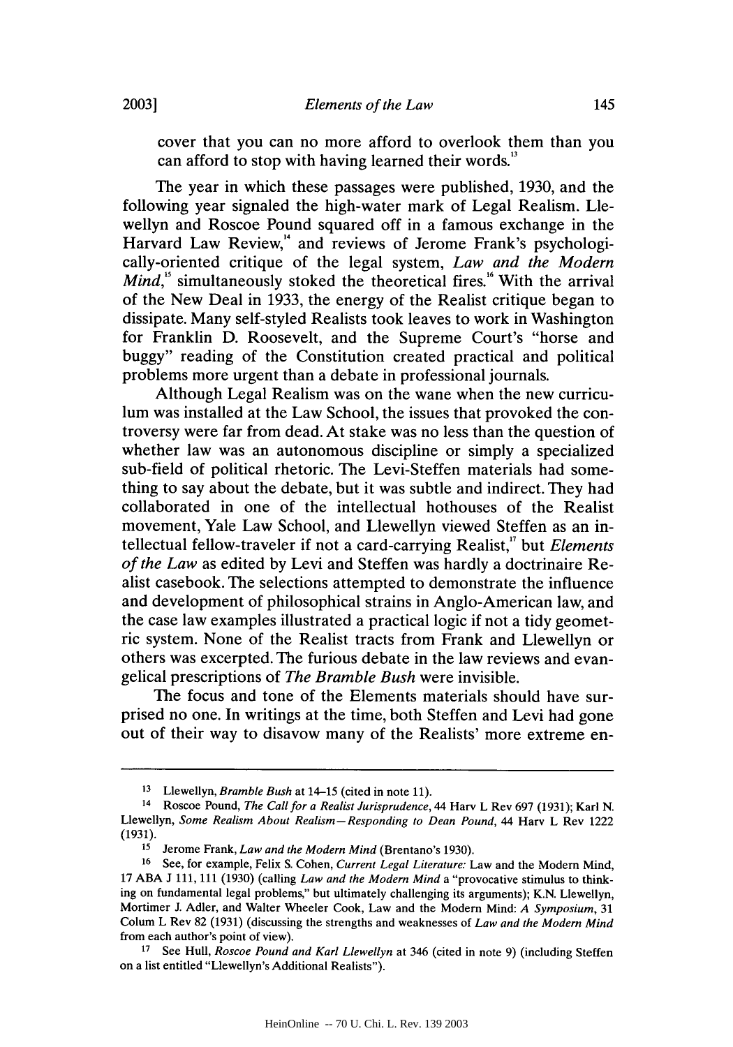cover that you can no more afford to overlook them than you can afford to stop with having learned their words.[13]

The year in which these passages were published, 1930, and the following year signaled the high-water mark of Legal Realism. Llewellyn and Roscoe Pound squared off in a famous exchange in the Harvard Law Review,[14] and reviews of Jerome Frank's psychologically-oriented critique of the legal system, *Law and the Modern Mind*,[15] simultaneously stoked the theoretical fires.[16] With the arrival of the New Deal in 1933, the energy of the Realist critique began to dissipate. Many self-styled Realists took leaves to work in Washington for Franklin D. Roosevelt, and the Supreme Court's "horse and buggy" reading of the Constitution created practical and political problems more urgent than a debate in professional journals.

Although Legal Realism was on the wane when the new curriculum was installed at the Law School, the issues that provoked the controversy were far from dead. At stake was no less than the question of whether law was an autonomous discipline or simply a specialized sub-field of political rhetoric. The Levi-Steffen materials had something to say about the debate, but it was subtle and indirect. They had collaborated in one of the intellectual hothouses of the Realist movement, Yale Law School, and Llewellyn viewed Steffen as an intellectual fellow-traveler if not a card-carrying Realist,[17] but *Elements of the Law* as edited by Levi and Steffen was hardly a doctrinaire Realist casebook. The selections attempted to demonstrate the influence and development of philosophical strains in Anglo-American law, and the case law examples illustrated a practical logic if not a tidy geometric system. None of the Realist tracts from Frank and Llewellyn or others was excerpted. The furious debate in the law reviews and evangelical prescriptions of *The Bramble Bush* were invisible.

The focus and tone of the Elements materials should have surprised no one. In writings at the time, both Steffen and Levi had gone out of their way to disavow many of the Realists' more extreme en-

---

13 Llewellyn, *Bramble Bush* at 14–15 (cited in note 11).

14 Roscoe Pound, *The Call for a Realist Jurisprudence*, 44 Harv L Rev 697 (1931); Karl N. Llewellyn, *Some Realism About Realism—Responding to Dean Pound*, 44 Harv L Rev 1222 (1931).

15 Jerome Frank, *Law and the Modern Mind* (Brentano's 1930).

16 See, for example, Felix S. Cohen, *Current Legal Literature:* Law and the Modern Mind, 17 ABA J 111, 111 (1930) (calling *Law and the Modern Mind* a "provocative stimulus to thinking on fundamental legal problems," but ultimately challenging its arguments); K.N. Llewellyn, Mortimer J. Adler, and Walter Wheeler Cook, Law and the Modern Mind: *A Symposium*, 31 Colum L Rev 82 (1931) (discussing the strengths and weaknesses of *Law and the Modern Mind* from each author's point of view).

17 See Hull, *Roscoe Pound and Karl Llewellyn* at 346 (cited in note 9) (including Steffen on a list entitled "Llewellyn's Additional Realists").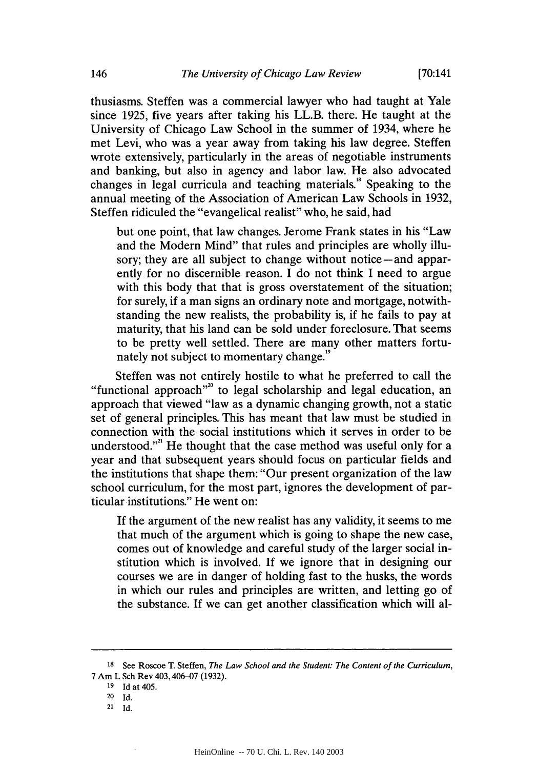thusiasms. Steffen was a commercial lawyer who had taught at Yale since 1925, five years after taking his LL.B. there. He taught at the University of Chicago Law School in the summer of 1934, where he met Levi, who was a year away from taking his law degree. Steffen wrote extensively, particularly in the areas of negotiable instruments and banking, but also in agency and labor law. He also advocated changes in legal curricula and teaching materials.[18] Speaking to the annual meeting of the Association of American Law Schools in 1932, Steffen ridiculed the "evangelical realist" who, he said, had

> but one point, that law changes. Jerome Frank states in his "Law and the Modern Mind" that rules and principles are wholly illusory; they are all subject to change without notice—and apparently for no discernible reason. I do not think I need to argue with this body that that is gross overstatement of the situation; for surely, if a man signs an ordinary note and mortgage, notwithstanding the new realists, the probability is, if he fails to pay at maturity, that his land can be sold under foreclosure. That seems to be pretty well settled. There are many other matters fortunately not subject to momentary change.[19]

Steffen was not entirely hostile to what he preferred to call the "functional approach"[20] to legal scholarship and legal education, an approach that viewed "law as a dynamic changing growth, not a static set of general principles. This has meant that law must be studied in connection with the social institutions which it serves in order to be understood."[21] He thought that the case method was useful only for a year and that subsequent years should focus on particular fields and the institutions that shape them: "Our present organization of the law school curriculum, for the most part, ignores the development of particular institutions." He went on:

> If the argument of the new realist has any validity, it seems to me that much of the argument which is going to shape the new case, comes out of knowledge and careful study of the larger social institution which is involved. If we ignore that in designing our courses we are in danger of holding fast to the husks, the words in which our rules and principles are written, and letting go of the substance. If we can get another classification which will al-

---

18 See Roscoe T. Steffen, *The Law School and the Student: The Content of the Curriculum*, 7 Am L Sch Rev 403, 406–07 (1932).

19 Id at 405.

20 Id.

21 Id.